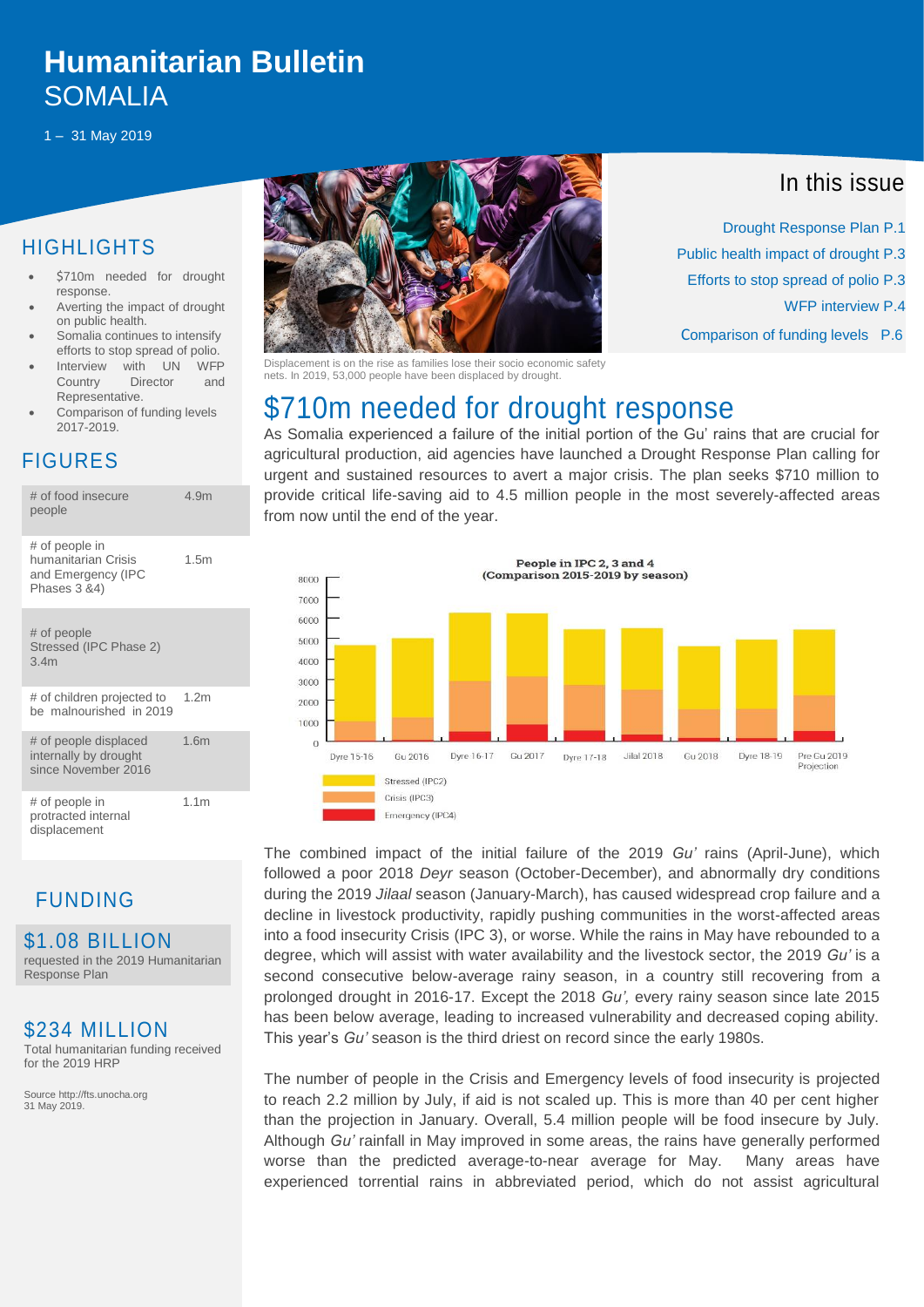# Humanitarian Bulletin
# SOMALIA

1 – 31 May 2019

## In this issue

Drought Response Plan P.1
Public health impact of drought P.3
Efforts to stop spread of polio P.3
WFP interview P.4
Comparison of funding levels P.6

## HIGHLIGHTS

- $710m needed for drought response.
- Averting the impact of drought on public health.
- Somalia continues to intensify efforts to stop spread of polio.
- Interview with UN WFP Country Director and Representative.
- Comparison of funding levels 2017-2019.

## FIGURES

| | |
|---|---|
| # of food insecure people | 4.9m |
| # of people in humanitarian Crisis and Emergency (IPC Phases 3 &4) | 1.5m |
| # of people Stressed (IPC Phase 2) | 3.4m |
| # of children projected to be malnourished in 2019 | 1.2m |
| # of people displaced internally by drought since November 2016 | 1.6m |
| # of people in protracted internal displacement | 1.1m |

## FUNDING

**$1.08 BILLION**
requested in the 2019 Humanitarian Response Plan

**$234 MILLION**
Total humanitarian funding received for the 2019 HRP

Source http://fts.unocha.org
31 May 2019.

Displacement is on the rise as families lose their socio economic safety nets. In 2019, 53,000 people have been displaced by drought.

## $710m needed for drought response

As Somalia experienced a failure of the initial portion of the Gu' rains that are crucial for agricultural production, aid agencies have launched a Drought Response Plan calling for urgent and sustained resources to avert a major crisis. The plan seeks $710 million to provide critical life-saving aid to 4.5 million people in the most severely-affected areas from now until the end of the year.

**People in IPC 2, 3 and 4 (Comparison 2015-2019 by season)**

Dyre 15-16, Gu 2016, Dyre 16-17, Gu 2017, Dyre 17-18, Jilal 2018, Gu 2018, Dyre 18-19, Pre Gu 2019 Projection

Stressed (IPC2) · Crisis (IPC3) · Emergency (IPC4)

The combined impact of the initial failure of the 2019 *Gu'* rains (April-June), which followed a poor 2018 *Deyr* season (October-December), and abnormally dry conditions during the 2019 *Jilaal* season (January-March), has caused widespread crop failure and a decline in livestock productivity, rapidly pushing communities in the worst-affected areas into a food insecurity Crisis (IPC 3), or worse. While the rains in May have rebounded to a degree, which will assist with water availability and the livestock sector, the 2019 *Gu'* is a second consecutive below-average rainy season, in a country still recovering from a prolonged drought in 2016-17. Except the 2018 *Gu',* every rainy season since late 2015 has been below average, leading to increased vulnerability and decreased coping ability. This year's *Gu'* season is the third driest on record since the early 1980s.

The number of people in the Crisis and Emergency levels of food insecurity is projected to reach 2.2 million by July, if aid is not scaled up. This is more than 40 per cent higher than the projection in January. Overall, 5.4 million people will be food insecure by July. Although *Gu'* rainfall in May improved in some areas, the rains have generally performed worse than the predicted average-to-near average for May. Many areas have experienced torrential rains in abbreviated period, which do not assist agricultural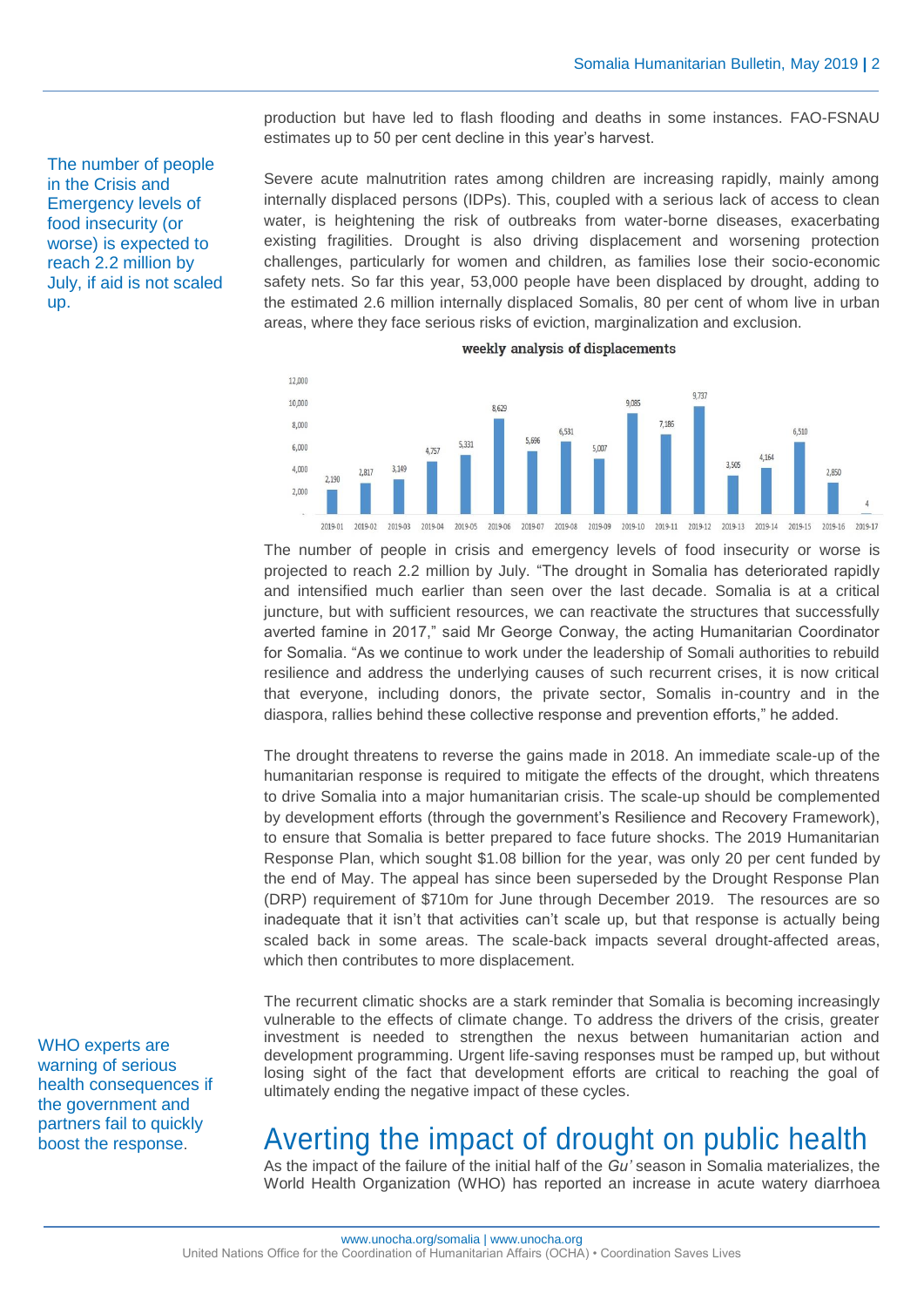production but have led to flash flooding and deaths in some instances. FAO-FSNAU estimates up to 50 per cent decline in this year's harvest.

The number of people in the Crisis and Emergency levels of food insecurity (or worse) is expected to reach 2.2 million by July, if aid is not scaled up.

Severe acute malnutrition rates among children are increasing rapidly, mainly among internally displaced persons (IDPs). This, coupled with a serious lack of access to clean water, is heightening the risk of outbreaks from water-borne diseases, exacerbating existing fragilities. Drought is also driving displacement and worsening protection challenges, particularly for women and children, as families lose their socio-economic safety nets. So far this year, 53,000 people have been displaced by drought, adding to the estimated 2.6 million internally displaced Somalis, 80 per cent of whom live in urban areas, where they face serious risks of eviction, marginalization and exclusion.

**weekly analysis of displacements**

| Week | Displacements |
|---|---|
| 2019-01 | 2,190 |
| 2019-02 | 2,817 |
| 2019-03 | 3,149 |
| 2019-04 | 4,757 |
| 2019-05 | 5,331 |
| 2019-06 | 8,629 |
| 2019-07 | 5,696 |
| 2019-08 | 6,531 |
| 2019-09 | 5,007 |
| 2019-10 | 9,085 |
| 2019-11 | 7,186 |
| 2019-12 | 9,737 |
| 2019-13 | 3,505 |
| 2019-14 | 4,164 |
| 2019-15 | 6,510 |
| 2019-16 | 2,850 |
| 2019-17 | 4 |

The number of people in crisis and emergency levels of food insecurity or worse is projected to reach 2.2 million by July. "The drought in Somalia has deteriorated rapidly and intensified much earlier than seen over the last decade. Somalia is at a critical juncture, but with sufficient resources, we can reactivate the structures that successfully averted famine in 2017," said Mr George Conway, the acting Humanitarian Coordinator for Somalia. "As we continue to work under the leadership of Somali authorities to rebuild resilience and address the underlying causes of such recurrent crises, it is now critical that everyone, including donors, the private sector, Somalis in-country and in the diaspora, rallies behind these collective response and prevention efforts," he added.

The drought threatens to reverse the gains made in 2018. An immediate scale-up of the humanitarian response is required to mitigate the effects of the drought, which threatens to drive Somalia into a major humanitarian crisis. The scale-up should be complemented by development efforts (through the government's Resilience and Recovery Framework), to ensure that Somalia is better prepared to face future shocks. The 2019 Humanitarian Response Plan, which sought $1.08 billion for the year, was only 20 per cent funded by the end of May. The appeal has since been superseded by the Drought Response Plan (DRP) requirement of $710m for June through December 2019. The resources are so inadequate that it isn't that activities can't scale up, but that response is actually being scaled back in some areas. The scale-back impacts several drought-affected areas, which then contributes to more displacement.

The recurrent climatic shocks are a stark reminder that Somalia is becoming increasingly vulnerable to the effects of climate change. To address the drivers of the crisis, greater investment is needed to strengthen the nexus between humanitarian action and development programming. Urgent life-saving responses must be ramped up, but without losing sight of the fact that development efforts are critical to reaching the goal of ultimately ending the negative impact of these cycles.

WHO experts are warning of serious health consequences if the government and partners fail to quickly boost the response.

# Averting the impact of drought on public health

As the impact of the failure of the initial half of the *Gu'* season in Somalia materializes, the World Health Organization (WHO) has reported an increase in acute watery diarrhoea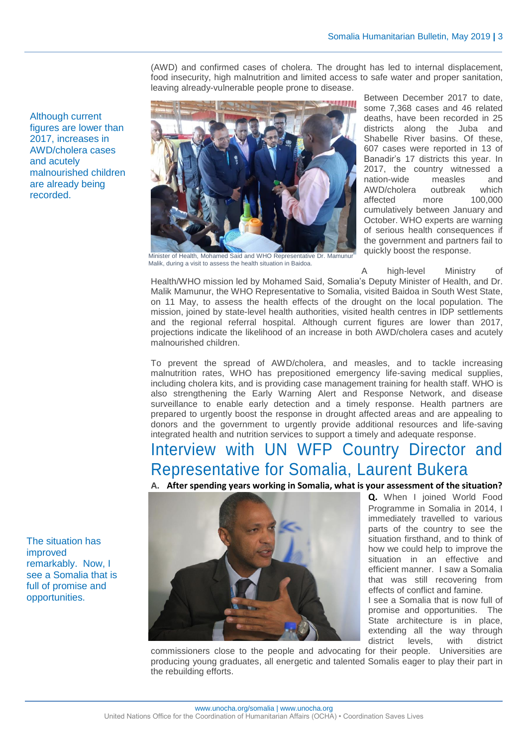(AWD) and confirmed cases of cholera. The drought has led to internal displacement, food insecurity, high malnutrition and limited access to safe water and proper sanitation, leaving already-vulnerable people prone to disease.

Although current figures are lower than 2017, increases in AWD/cholera cases and acutely malnourished children are already being recorded.

Minister of Health, Mohamed Said and WHO Representative Dr. Mamunur Malik, during a visit to assess the health situation in Baidoa.

Between December 2017 to date, some 7,368 cases and 46 related deaths, have been recorded in 25 districts along the Juba and Shabelle River basins. Of these, 607 cases were reported in 13 of Banadir's 17 districts this year. In 2017, the country witnessed a nation-wide measles and AWD/cholera outbreak which affected more 100,000 cumulatively between January and October. WHO experts are warning of serious health consequences if the government and partners fail to quickly boost the response.

A high-level Ministry of Health/WHO mission led by Mohamed Said, Somalia's Deputy Minister of Health, and Dr. Malik Mamunur, the WHO Representative to Somalia, visited Baidoa in South West State, on 11 May, to assess the health effects of the drought on the local population. The mission, joined by state-level health authorities, visited health centres in IDP settlements and the regional referral hospital. Although current figures are lower than 2017, projections indicate the likelihood of an increase in both AWD/cholera cases and acutely malnourished children.

To prevent the spread of AWD/cholera, and measles, and to tackle increasing malnutrition rates, WHO has prepositioned emergency life-saving medical supplies, including cholera kits, and is providing case management training for health staff. WHO is also strengthening the Early Warning Alert and Response Network, and disease surveillance to enable early detection and a timely response. Health partners are prepared to urgently boost the response in drought affected areas and are appealing to donors and the government to urgently provide additional resources and life-saving integrated health and nutrition services to support a timely and adequate response.

# Interview with UN WFP Country Director and Representative for Somalia, Laurent Bukera

**A. After spending years working in Somalia, what is your assessment of the situation?**

The situation has improved remarkably. Now, I see a Somalia that is full of promise and opportunities.

**Q.** When I joined World Food Programme in Somalia in 2014, I immediately travelled to various parts of the country to see the situation firsthand, and to think of how we could help to improve the situation in an effective and efficient manner. I saw a Somalia that was still recovering from effects of conflict and famine.

I see a Somalia that is now full of promise and opportunities. The State architecture is in place, extending all the way through district levels, with district commissioners close to the people and advocating for their people. Universities are producing young graduates, all energetic and talented Somalis eager to play their part in the rebuilding efforts.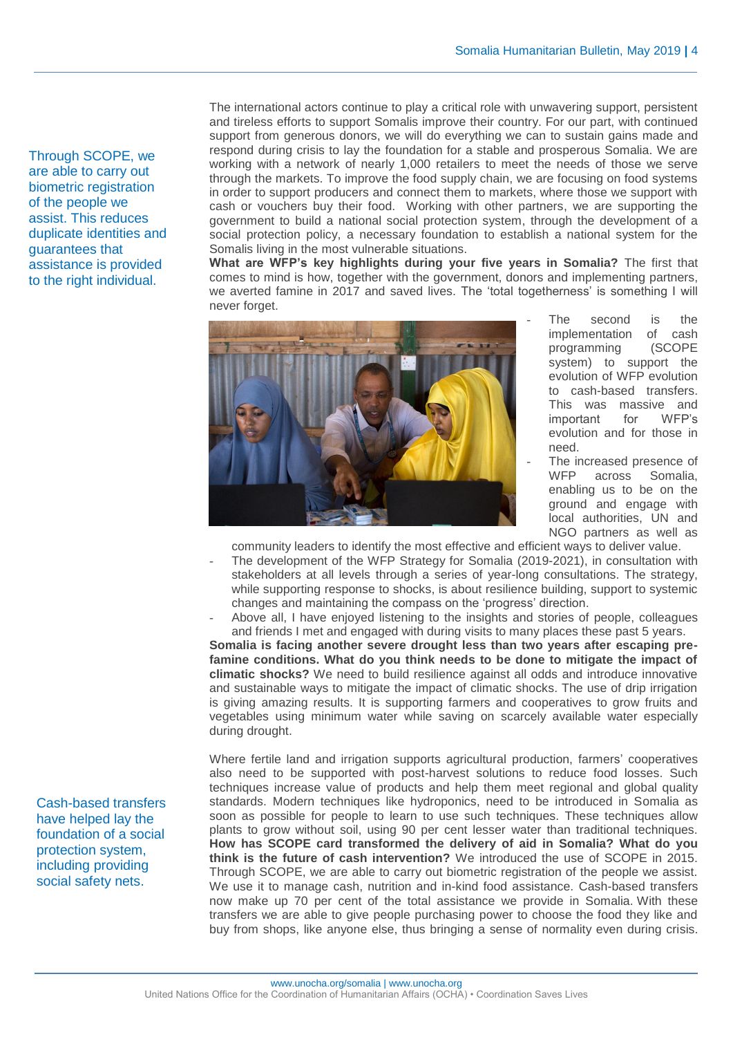The international actors continue to play a critical role with unwavering support, persistent and tireless efforts to support Somalis improve their country. For our part, with continued support from generous donors, we will do everything we can to sustain gains made and respond during crisis to lay the foundation for a stable and prosperous Somalia. We are working with a network of nearly 1,000 retailers to meet the needs of those we serve through the markets. To improve the food supply chain, we are focusing on food systems in order to support producers and connect them to markets, where those we support with cash or vouchers buy their food. Working with other partners, we are supporting the government to build a national social protection system, through the development of a social protection policy, a necessary foundation to establish a national system for the Somalis living in the most vulnerable situations.

> Through SCOPE, we are able to carry out biometric registration of the people we assist. This reduces duplicate identities and guarantees that assistance is provided to the right individual.

**What are WFP's key highlights during your five years in Somalia?** The first that comes to mind is how, together with the government, donors and implementing partners, we averted famine in 2017 and saved lives. The 'total togetherness' is something I will never forget.

- The second is the implementation of cash programming (SCOPE system) to support the evolution of WFP evolution to cash-based transfers. This was massive and important for WFP's evolution and for those in need.
- The increased presence of WFP across Somalia, enabling us to be on the ground and engage with local authorities, UN and NGO partners as well as community leaders to identify the most effective and efficient ways to deliver value.
- The development of the WFP Strategy for Somalia (2019-2021), in consultation with stakeholders at all levels through a series of year-long consultations. The strategy, while supporting response to shocks, is about resilience building, support to systemic changes and maintaining the compass on the 'progress' direction.
- Above all, I have enjoyed listening to the insights and stories of people, colleagues and friends I met and engaged with during visits to many places these past 5 years.

**Somalia is facing another severe drought less than two years after escaping pre-famine conditions. What do you think needs to be done to mitigate the impact of climatic shocks?** We need to build resilience against all odds and introduce innovative and sustainable ways to mitigate the impact of climatic shocks. The use of drip irrigation is giving amazing results. It is supporting farmers and cooperatives to grow fruits and vegetables using minimum water while saving on scarcely available water especially during drought.

Where fertile land and irrigation supports agricultural production, farmers' cooperatives also need to be supported with post-harvest solutions to reduce food losses. Such techniques increase value of products and help them meet regional and global quality standards. Modern techniques like hydroponics, need to be introduced in Somalia as soon as possible for people to learn to use such techniques. These techniques allow plants to grow without soil, using 90 per cent lesser water than traditional techniques.

> Cash-based transfers have helped lay the foundation of a social protection system, including providing social safety nets.

**How has SCOPE card transformed the delivery of aid in Somalia? What do you think is the future of cash intervention?** We introduced the use of SCOPE in 2015. Through SCOPE, we are able to carry out biometric registration of the people we assist. We use it to manage cash, nutrition and in-kind food assistance. Cash-based transfers now make up 70 per cent of the total assistance we provide in Somalia. With these transfers we are able to give people purchasing power to choose the food they like and buy from shops, like anyone else, thus bringing a sense of normality even during crisis.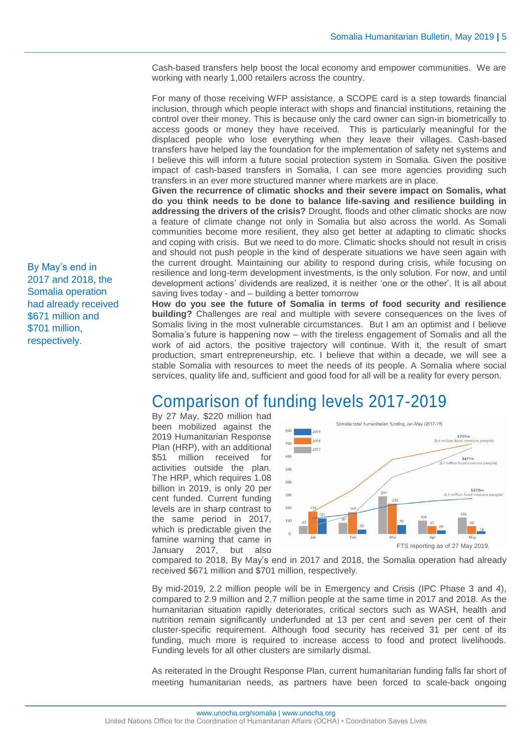Cash-based transfers help boost the local economy and empower communities. We are working with nearly 1,000 retailers across the country.

For many of those receiving WFP assistance, a SCOPE card is a step towards financial inclusion, through which people interact with shops and financial institutions, retaining the control over their money. This is because only the card owner can sign-in biometrically to access goods or money they have received. This is particularly meaningful for the displaced people who lose everything when they leave their villages. Cash-based transfers have helped lay the foundation for the implementation of safety net systems and I believe this will inform a future social protection system in Somalia. Given the positive impact of cash-based transfers in Somalia, I can see more agencies providing such transfers in an ever more structured manner where markets are in place.

**Given the recurrence of climatic shocks and their severe impact on Somalis, what do you think needs to be done to balance life-saving and resilience building in addressing the drivers of the crisis?** Drought, floods and other climatic shocks are now a feature of climate change not only in Somalia but also across the world. As Somali communities become more resilient, they also get better at adapting to climatic shocks and coping with crisis. But we need to do more. Climatic shocks should not result in crisis and should not push people in the kind of desperate situations we have seen again with the current drought. Maintaining our ability to respond during crisis, while focusing on resilience and long-term development investments, is the only solution. For now, and until development actions' dividends are realized, it is neither 'one or the other'. It is all about saving lives today - and – building a better tomorrow

**How do you see the future of Somalia in terms of food security and resilience building?** Challenges are real and multiple with severe consequences on the lives of Somalis living in the most vulnerable circumstances. But I am an optimist and I believe Somalia's future is happening now – with the tireless engagement of Somalis and all the work of aid actors, the positive trajectory will continue. With it, the result of smart production, smart entrepreneurship, etc. I believe that within a decade, we will see a stable Somalia with resources to meet the needs of its people. A Somalia where social services, quality life and, sufficient and good food for all will be a reality for every person.

By May's end in 2017 and 2018, the Somalia operation had already received $671 million and $701 million, respectively.

# Comparison of funding levels 2017-2019

By 27 May, $220 million had been mobilized against the 2019 Humanitarian Response Plan (HRP), with an additional $51 million received for activities outside the plan. The HRP, which requires 1.08 billion in 2019, is only 20 per cent funded. Current funding levels are in sharp contrast to the same period in 2017, which is predictable given the famine warning that came in January 2017, but also compared to 2018, By May's end in 2017 and 2018, the Somalia operation had already received $671 million and $701 million, respectively.

Somalia total humanitarian funding Jan-May (2017-19)

| Month | 2017 | 2018 | 2019 |
|---|---|---|---|
| Jan | 63 | 174 | 121 |
| Feb | 87 | 169 | 35 |
| Mar | 291 | 235 | 70 |
| Apr | 104 | 61 | 29 |
| May | 126 | 62 | 14 |

Cumulative totals: 2018 – $701m (5.4 million food insecure people); 2017 – $671m (6.7 million food insecure people); 2019 – $270m (5.4 million food insecure people)

FTS reporting as of 27 May 2019.

By mid-2019, 2.2 million people will be in Emergency and Crisis (IPC Phase 3 and 4), compared to 2.9 million and 2.7 million people at the same time in 2017 and 2018. As the humanitarian situation rapidly deteriorates, critical sectors such as WASH, health and nutrition remain significantly underfunded at 13 per cent and seven per cent of their cluster-specific requirement. Although food security has received 31 per cent of its funding, much more is required to increase access to food and protect livelihoods. Funding levels for all other clusters are similarly dismal.

As reiterated in the Drought Response Plan, current humanitarian funding falls far short of meeting humanitarian needs, as partners have been forced to scale-back ongoing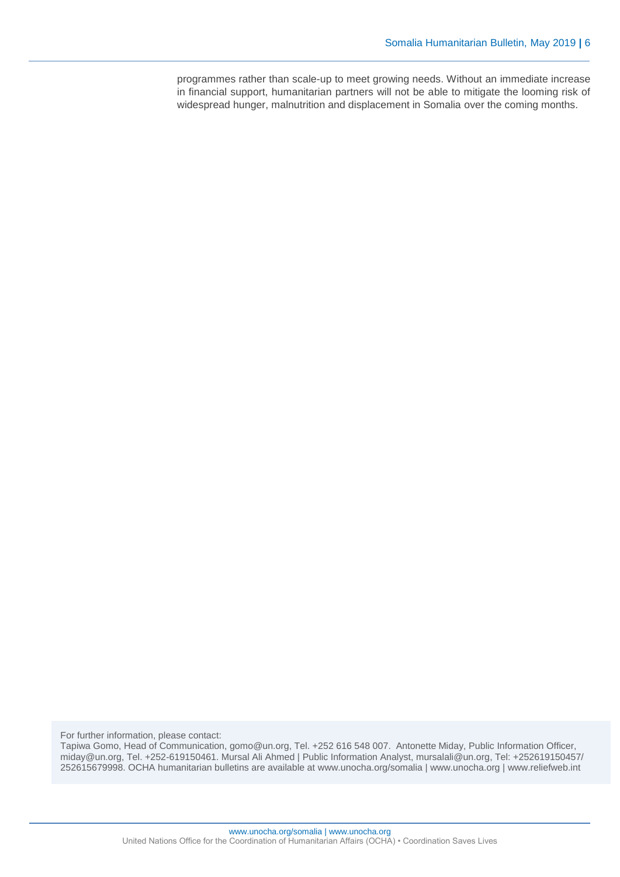programmes rather than scale-up to meet growing needs. Without an immediate increase in financial support, humanitarian partners will not be able to mitigate the looming risk of widespread hunger, malnutrition and displacement in Somalia over the coming months.

For further information, please contact:
Tapiwa Gomo, Head of Communication, gomo@un.org, Tel. +252 616 548 007. Antonette Miday, Public Information Officer, miday@un.org, Tel. +252-619150461. Mursal Ali Ahmed | Public Information Analyst, mursalali@un.org, Tel: +252619150457/ 252615679998. OCHA humanitarian bulletins are available at www.unocha.org/somalia | www.unocha.org | www.reliefweb.int